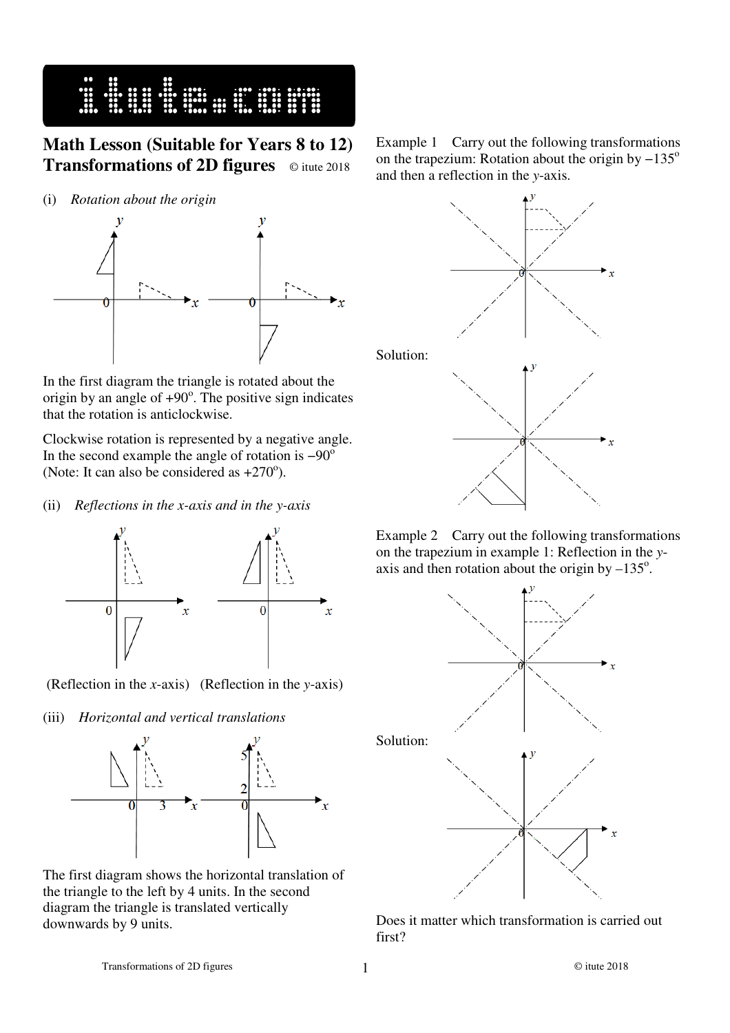# Math Lesson (Suitable for Years 8 to 12)

## Transformations of 2D figures

© itute 2018

(i) *Rotation about the origin*

In the first diagram the triangle is rotated about the origin by an angle of $+90^o$. The positive sign indicates that the rotation is anticlockwise.

Clockwise rotation is represented by a negative angle. In the second example the angle of rotation is $-90^o$ (Note: It can also be considered as $+270^o$).

(ii) *Reflections in the x-axis and in the y-axis*

(Reflection in the $x$-axis) (Reflection in the $y$-axis)

(iii) *Horizontal and vertical translations*

The first diagram shows the horizontal translation of the triangle to the left by 4 units. In the second diagram the triangle is translated vertically downwards by 9 units.

Example 1 Carry out the following transformations on the trapezium: Rotation about the origin by $-135^o$ and then a reflection in the $y$-axis.

Solution:

Example 2 Carry out the following transformations on the trapezium in example 1: Reflection in the $y$-axis and then rotation about the origin by $-135^o$.

Solution:

Does it matter which transformation is carried out first?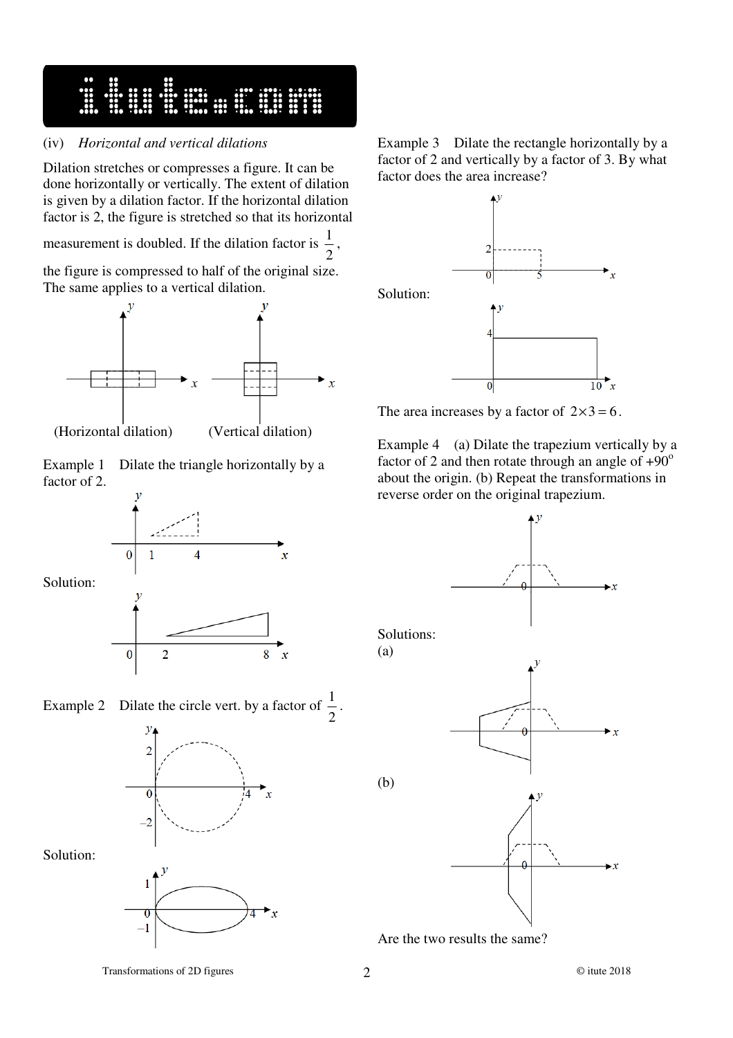(iv) *Horizontal and vertical dilations*

Dilation stretches or compresses a figure. It can be done horizontally or vertically. The extent of dilation is given by a dilation factor. If the horizontal dilation factor is 2, the figure is stretched so that its horizontal measurement is doubled. If the dilation factor is $\frac{1}{2}$, the figure is compressed to half of the original size. The same applies to a vertical dilation.

(Horizontal dilation) (Vertical dilation)

Example 1 Dilate the triangle horizontally by a factor of 2.

Solution:

Example 2 Dilate the circle vert. by a factor of $\frac{1}{2}$.

Solution:

Example 3 Dilate the rectangle horizontally by a factor of 2 and vertically by a factor of 3. By what factor does the area increase?

Solution:

The area increases by a factor of $2 \times 3 = 6$.

Example 4 (a) Dilate the trapezium vertically by a factor of 2 and then rotate through an angle of $+90^{\circ}$ about the origin. (b) Repeat the transformations in reverse order on the original trapezium.

Solutions:

(a)

(b)

Are the two results the same?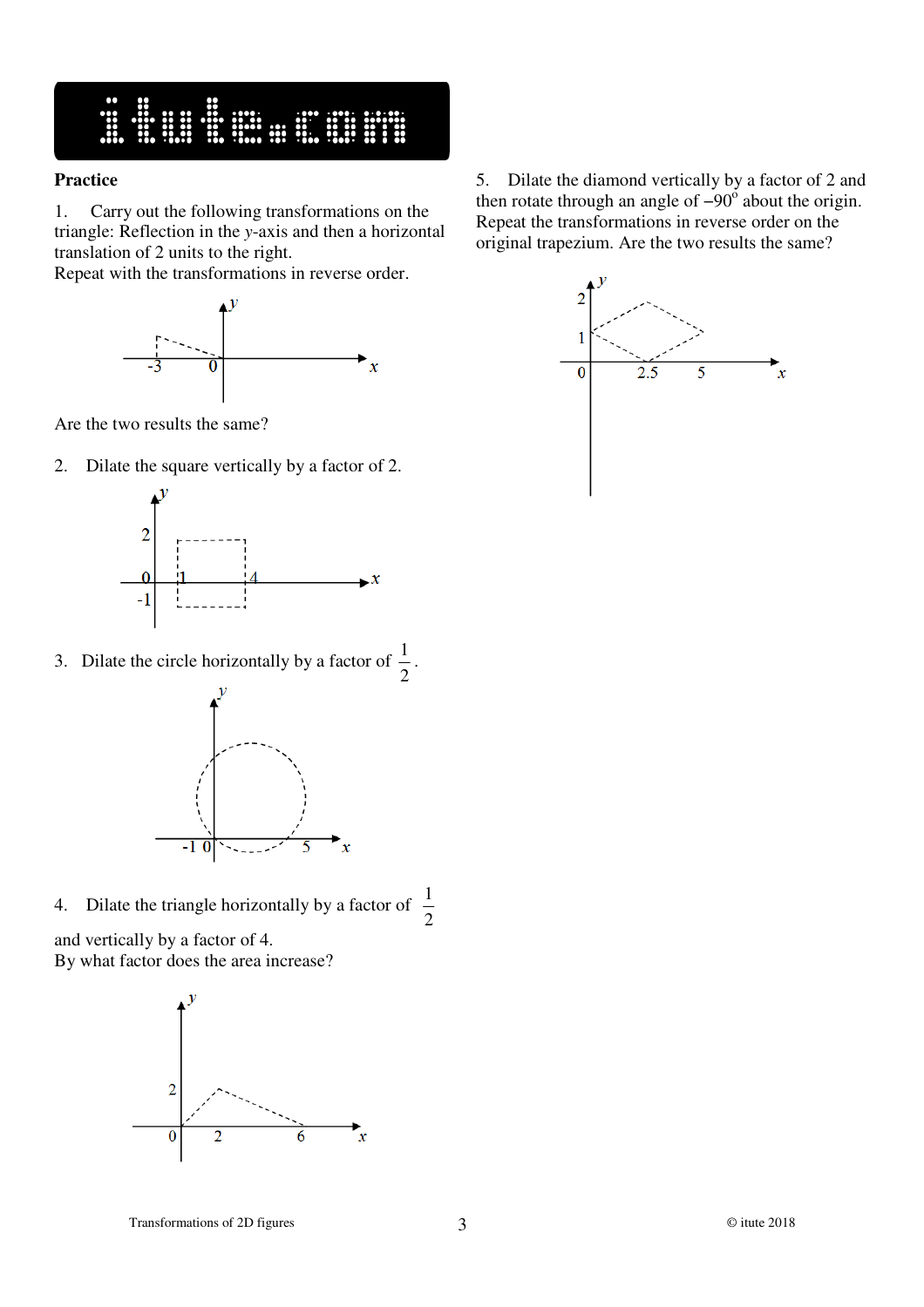## Practice

1. Carry out the following transformations on the triangle: Reflection in the $y$-axis and then a horizontal translation of 2 units to the right.
Repeat with the transformations in reverse order.

y

-3 0 x

Are the two results the same?

2. Dilate the square vertically by a factor of 2.

y

2

0 1 4 x

-1

3. Dilate the circle horizontally by a factor of $\frac{1}{2}$.

y

-1 0 5 x

4. Dilate the triangle horizontally by a factor of $\frac{1}{2}$ and vertically by a factor of 4.
By what factor does the area increase?

y

2

0 2 6 x

5. Dilate the diamond vertically by a factor of 2 and then rotate through an angle of $-90^{\circ}$ about the origin.
Repeat the transformations in reverse order on the original trapezium. Are the two results the same?

y

2

1

0 2.5 5 x